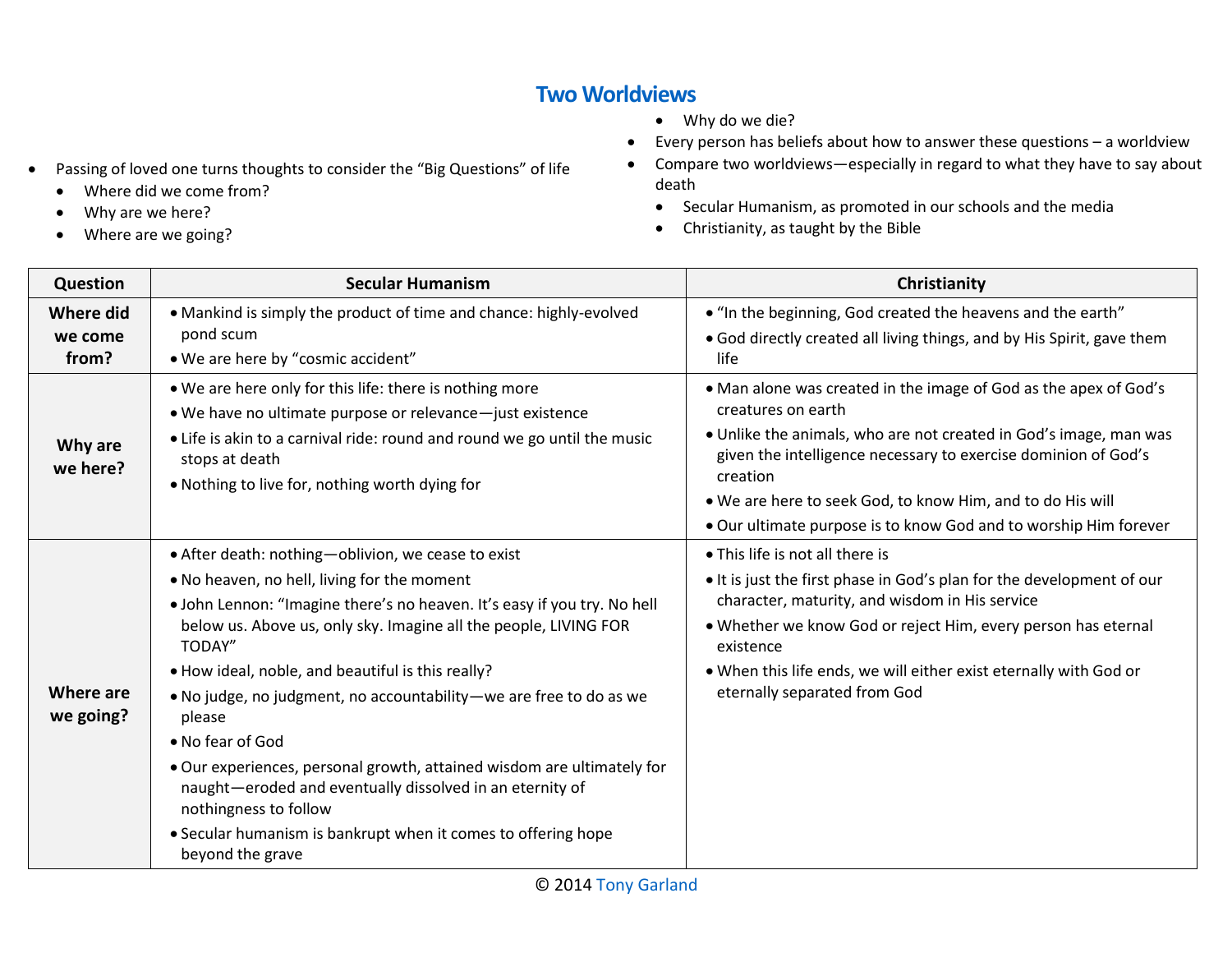# Two Worldviews

- Passing of loved one turns thoughts to consider the "Big Questions" of life
  - Where did we come from?
  - Why are we here?
  - Where are we going?
  - Why do we die?
- Every person has beliefs about how to answer these questions – a worldview
- Compare two worldviews—especially in regard to what they have to say about death
  - Secular Humanism, as promoted in our schools and the media
  - Christianity, as taught by the Bible

| Question | Secular Humanism | Christianity |
|---|---|---|
| **Where did we come from?** | • Mankind is simply the product of time and chance: highly-evolved pond scum<br>• We are here by "cosmic accident" | • "In the beginning, God created the heavens and the earth"<br>• God directly created all living things, and by His Spirit, gave them life |
| **Why are we here?** | • We are here only for this life: there is nothing more<br>• We have no ultimate purpose or relevance—just existence<br>• Life is akin to a carnival ride: round and round we go until the music stops at death<br>• Nothing to live for, nothing worth dying for | • Man alone was created in the image of God as the apex of God's creatures on earth<br>• Unlike the animals, who are not created in God's image, man was given the intelligence necessary to exercise dominion of God's creation<br>• We are here to seek God, to know Him, and to do His will<br>• Our ultimate purpose is to know God and to worship Him forever |
| **Where are we going?** | • After death: nothing—oblivion, we cease to exist<br>• No heaven, no hell, living for the moment<br>• John Lennon: "Imagine there's no heaven. It's easy if you try. No hell below us. Above us, only sky. Imagine all the people, LIVING FOR TODAY"<br>• How ideal, noble, and beautiful is this really?<br>• No judge, no judgment, no accountability—we are free to do as we please<br>• No fear of God<br>• Our experiences, personal growth, attained wisdom are ultimately for naught—eroded and eventually dissolved in an eternity of nothingness to follow<br>• Secular humanism is bankrupt when it comes to offering hope beyond the grave | • This life is not all there is<br>• It is just the first phase in God's plan for the development of our character, maturity, and wisdom in His service<br>• Whether we know God or reject Him, every person has eternal existence<br>• When this life ends, we will either exist eternally with God or eternally separated from God |

© 2014 Tony Garland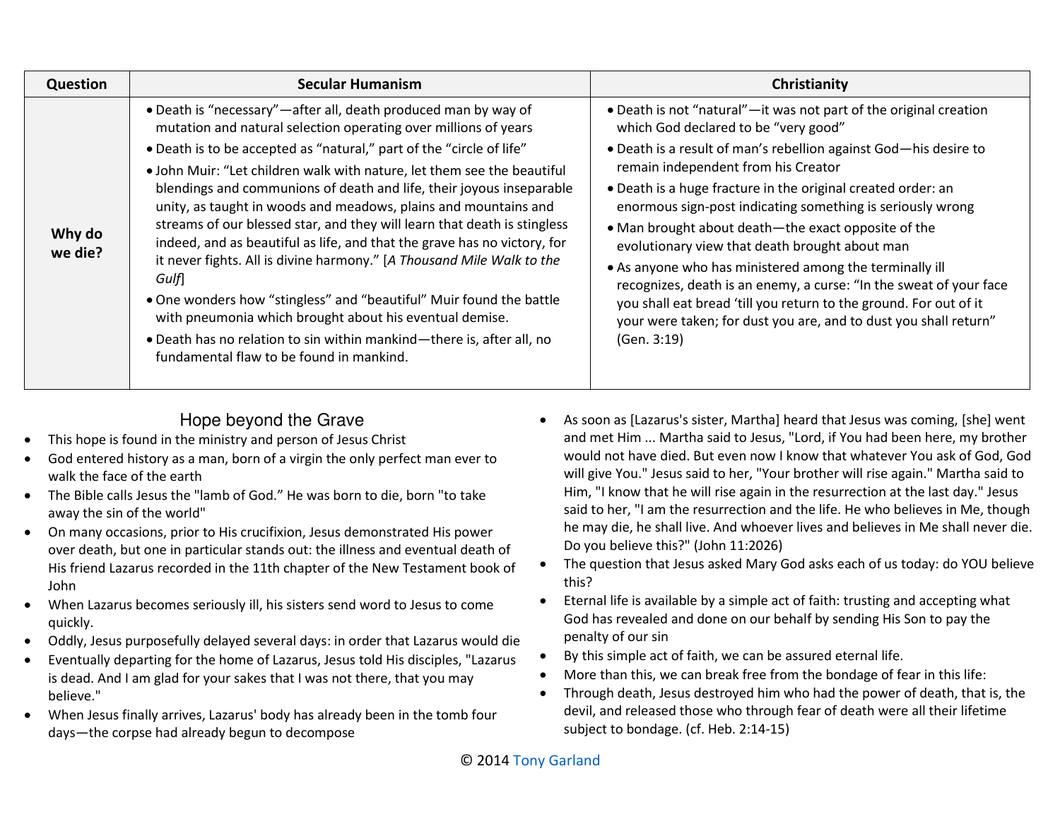| Question | Secular Humanism | Christianity |
|---|---|---|
| **Why do we die?** | • Death is "necessary"—after all, death produced man by way of mutation and natural selection operating over millions of years<br>• Death is to be accepted as "natural," part of the "circle of life"<br>• John Muir: "Let children walk with nature, let them see the beautiful blendings and communions of death and life, their joyous inseparable unity, as taught in woods and meadows, plains and mountains and streams of our blessed star, and they will learn that death is stingless indeed, and as beautiful as life, and that the grave has no victory, for it never fights. All is divine harmony." [*A Thousand Mile Walk to the Gulf*]<br>• One wonders how "stingless" and "beautiful" Muir found the battle with pneumonia which brought about his eventual demise.<br>• Death has no relation to sin within mankind—there is, after all, no fundamental flaw to be found in mankind. | • Death is not "natural"—it was not part of the original creation which God declared to be "very good"<br>• Death is a result of man's rebellion against God—his desire to remain independent from his Creator<br>• Death is a huge fracture in the original created order: an enormous sign-post indicating something is seriously wrong<br>• Man brought about death—the exact opposite of the evolutionary view that death brought about man<br>• As anyone who has ministered among the terminally ill recognizes, death is an enemy, a curse: "In the sweat of your face you shall eat bread 'till you return to the ground. For out of it your were taken; for dust you are, and to dust you shall return" (Gen. 3:19) |

## Hope beyond the Grave

- This hope is found in the ministry and person of Jesus Christ
- God entered history as a man, born of a virgin the only perfect man ever to walk the face of the earth
- The Bible calls Jesus the "lamb of God." He was born to die, born "to take away the sin of the world"
- On many occasions, prior to His crucifixion, Jesus demonstrated His power over death, but one in particular stands out: the illness and eventual death of His friend Lazarus recorded in the 11th chapter of the New Testament book of John
- When Lazarus becomes seriously ill, his sisters send word to Jesus to come quickly.
- Oddly, Jesus purposefully delayed several days: in order that Lazarus would die
- Eventually departing for the home of Lazarus, Jesus told His disciples, "Lazarus is dead. And I am glad for your sakes that I was not there, that you may believe."
- When Jesus finally arrives, Lazarus' body has already been in the tomb four days—the corpse had already begun to decompose
- As soon as [Lazarus's sister, Martha] heard that Jesus was coming, [she] went and met Him ... Martha said to Jesus, "Lord, if You had been here, my brother would not have died. But even now I know that whatever You ask of God, God will give You." Jesus said to her, "Your brother will rise again." Martha said to Him, "I know that he will rise again in the resurrection at the last day." Jesus said to her, "I am the resurrection and the life. He who believes in Me, though he may die, he shall live. And whoever lives and believes in Me shall never die. Do you believe this?" (John 11:2026)
- The question that Jesus asked Mary God asks each of us today: do YOU believe this?
- Eternal life is available by a simple act of faith: trusting and accepting what God has revealed and done on our behalf by sending His Son to pay the penalty of our sin
- By this simple act of faith, we can be assured eternal life.
- More than this, we can break free from the bondage of fear in this life:
- Through death, Jesus destroyed him who had the power of death, that is, the devil, and released those who through fear of death were all their lifetime subject to bondage. (cf. Heb. 2:14-15)

© 2014 Tony Garland